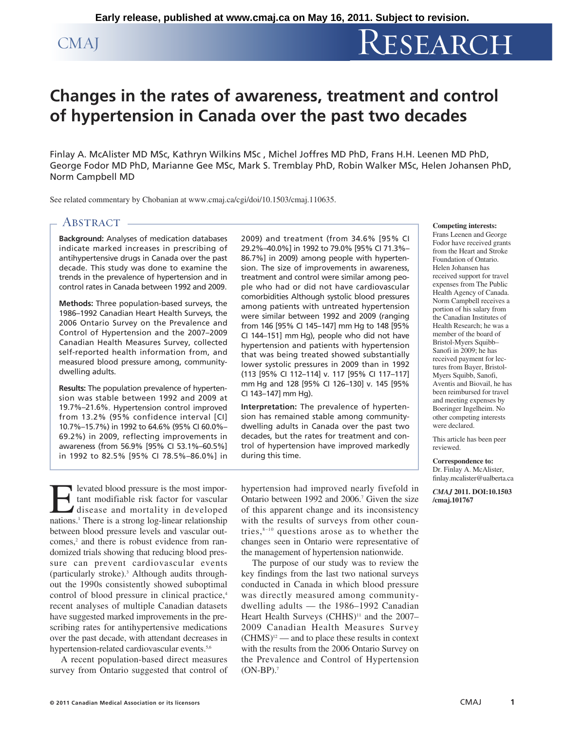Early release, published at www.cmaj.ca on May 16, 2011. Subject to revision.

# Changes in the rates of awareness, treatment and control of hypertension in Canada over the past two decades

Finlay A. McAlister MD MSc, Kathryn Wilkins MSc , Michel Joffres MD PhD, Frans H.H. Leenen MD PhD, George Fodor MD PhD, Marianne Gee MSc, Mark S. Tremblay PhD, Robin Walker MSc, Helen Johansen PhD, Norm Campbell MD

See related commentary by Chobanian at www.cmaj.ca/cgi/doi/10.1503/cmaj.110635.

## Abstract

**Background:** Analyses of medication databases indicate marked increases in prescribing of antihypertensive drugs in Canada over the past decade. This study was done to examine the trends in the prevalence of hypertension and in control rates in Canada between 1992 and 2009.

**Methods:** Three population-based surveys, the 1986–1992 Canadian Heart Health Surveys, the 2006 Ontario Survey on the Prevalence and Control of Hypertension and the 2007–2009 Canadian Health Measures Survey, collected self-reported health information from, and measured blood pressure among, community-dwelling adults.

**Results:** The population prevalence of hypertension was stable between 1992 and 2009 at 19.7%–21.6%. Hypertension control improved from 13.2% (95% confidence interval [CI] 10.7%–15.7%) in 1992 to 64.6% (95% CI 60.0%–69.2%) in 2009, reflecting improvements in awareness (from 56.9% [95% CI 53.1%–60.5%] in 1992 to 82.5% [95% CI 78.5%–86.0%] in 2009) and treatment (from 34.6% [95% CI 29.2%–40.0%] in 1992 to 79.0% [95% CI 71.3%–86.7%] in 2009) among people with hypertension. The size of improvements in awareness, treatment and control were similar among people who had or did not have cardiovascular comorbidities Although systolic blood pressures among patients with untreated hypertension were similar between 1992 and 2009 (ranging from 146 [95% CI 145–147] mm Hg to 148 [95% CI 144–151] mm Hg), people who did not have hypertension and patients with hypertension that was being treated showed substantially lower systolic pressures in 2009 than in 1992 (113 [95% CI 112–114] v. 117 [95% CI 117–117] mm Hg and 128 [95% CI 126–130] v. 145 [95% CI 143–147] mm Hg).

**Interpretation:** The prevalence of hypertension has remained stable among community-dwelling adults in Canada over the past two decades, but the rates for treatment and control of hypertension have improved markedly during this time.

**Competing interests:** Frans Leenen and George Fodor have received grants from the Heart and Stroke Foundation of Ontario. Helen Johansen has received support for travel expenses from The Public Health Agency of Canada. Norm Campbell receives a portion of his salary from the Canadian Institutes of Health Research; he was a member of the board of Bristol-Myers Squibb–Sanofi in 2009; he has received payment for lectures from Bayer, Bristol-Myers Squibb, Sanofi, Aventis and Biovail, he has been reimbursed for travel and meeting expenses by Boeringer Ingelheim. No other competing interests were declared.

This article has been peer reviewed.

**Correspondence to:** Dr. Finlay A. McAlister, finlay.mcalister@ualberta.ca

*CMAJ* **2011. DOI:10.1503/cmaj.101767**

Elevated blood pressure is the most important modifiable risk factor for vascular disease and mortality in developed nations.[1] There is a strong log-linear relationship between blood pressure levels and vascular outcomes,[2] and there is robust evidence from randomized trials showing that reducing blood pressure can prevent cardiovascular events (particularly stroke).[3] Although audits throughout the 1990s consistently showed suboptimal control of blood pressure in clinical practice,[4] recent analyses of multiple Canadian datasets have suggested marked improvements in the prescribing rates for antihypertensive medications over the past decade, with attendant decreases in hypertension-related cardiovascular events.[5,6]

A recent population-based direct measures survey from Ontario suggested that control of hypertension had improved nearly fivefold in Ontario between 1992 and 2006.[7] Given the size of this apparent change and its inconsistency with the results of surveys from other countries,[8–10] questions arose as to whether the changes seen in Ontario were representative of the management of hypertension nationwide.

The purpose of our study was to review the key findings from the last two national surveys conducted in Canada in which blood pressure was directly measured among community-dwelling adults — the 1986–1992 Canadian Heart Health Surveys (CHHS)[11] and the 2007–2009 Canadian Health Measures Survey (CHMS)[12] — and to place these results in context with the results from the 2006 Ontario Survey on the Prevalence and Control of Hypertension (ON-BP).[7]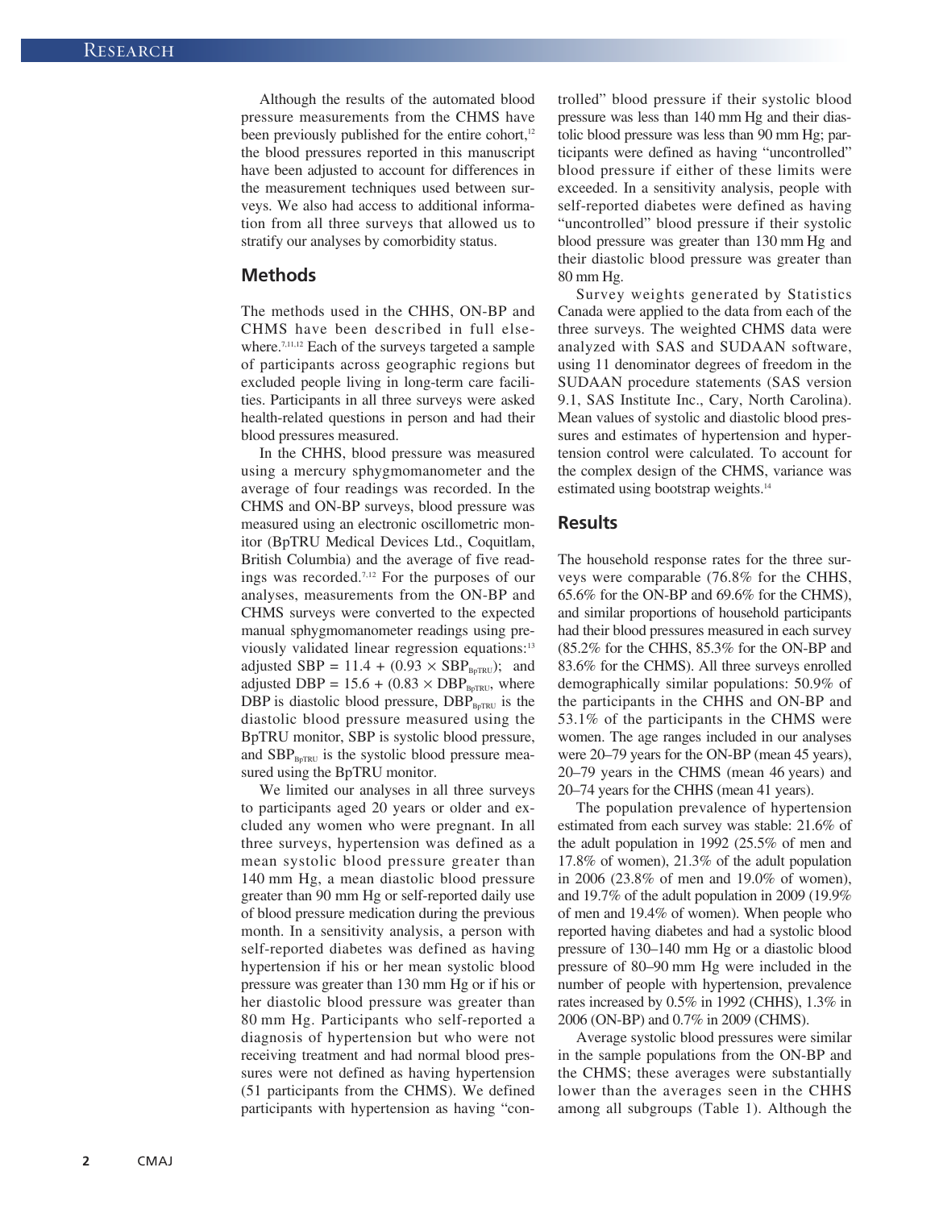Although the results of the automated blood pressure measurements from the CHMS have been previously published for the entire cohort,[12] the blood pressures reported in this manuscript have been adjusted to account for differences in the measurement techniques used between surveys. We also had access to additional information from all three surveys that allowed us to stratify our analyses by comorbidity status.

## Methods

The methods used in the CHHS, ON-BP and CHMS have been described in full elsewhere.[7,11,12] Each of the surveys targeted a sample of participants across geographic regions but excluded people living in long-term care facilities. Participants in all three surveys were asked health-related questions in person and had their blood pressures measured.

In the CHHS, blood pressure was measured using a mercury sphygmomanometer and the average of four readings was recorded. In the CHMS and ON-BP surveys, blood pressure was measured using an electronic oscillometric monitor (BpTRU Medical Devices Ltd., Coquitlam, British Columbia) and the average of five readings was recorded.[7,12] For the purposes of our analyses, measurements from the ON-BP and CHMS surveys were converted to the expected manual sphygmomanometer readings using previously validated linear regression equations:[13] adjusted SBP = $11.4 + (0.93 \times SBP_{BpTRU})$; and adjusted DBP = $15.6 + (0.83 \times DBP_{BpTRU})$, where DBP is diastolic blood pressure, $DBP_{BpTRU}$ is the diastolic blood pressure measured using the BpTRU monitor, SBP is systolic blood pressure, and $SBP_{BpTRU}$ is the systolic blood pressure measured using the BpTRU monitor.

We limited our analyses in all three surveys to participants aged 20 years or older and excluded any women who were pregnant. In all three surveys, hypertension was defined as a mean systolic blood pressure greater than 140 mm Hg, a mean diastolic blood pressure greater than 90 mm Hg or self-reported daily use of blood pressure medication during the previous month. In a sensitivity analysis, a person with self-reported diabetes was defined as having hypertension if his or her mean systolic blood pressure was greater than 130 mm Hg or if his or her diastolic blood pressure was greater than 80 mm Hg. Participants who self-reported a diagnosis of hypertension but who were not receiving treatment and had normal blood pressures were not defined as having hypertension (51 participants from the CHMS). We defined participants with hypertension as having "controlled" blood pressure if their systolic blood pressure was less than 140 mm Hg and their diastolic blood pressure was less than 90 mm Hg; participants were defined as having "uncontrolled" blood pressure if either of these limits were exceeded. In a sensitivity analysis, people with self-reported diabetes were defined as having "uncontrolled" blood pressure if their systolic blood pressure was greater than 130 mm Hg and their diastolic blood pressure was greater than 80 mm Hg.

Survey weights generated by Statistics Canada were applied to the data from each of the three surveys. The weighted CHMS data were analyzed with SAS and SUDAAN software, using 11 denominator degrees of freedom in the SUDAAN procedure statements (SAS version 9.1, SAS Institute Inc., Cary, North Carolina). Mean values of systolic and diastolic blood pressures and estimates of hypertension and hypertension control were calculated. To account for the complex design of the CHMS, variance was estimated using bootstrap weights.[14]

## Results

The household response rates for the three surveys were comparable (76.8% for the CHHS, 65.6% for the ON-BP and 69.6% for the CHMS), and similar proportions of household participants had their blood pressures measured in each survey (85.2% for the CHHS, 85.3% for the ON-BP and 83.6% for the CHMS). All three surveys enrolled demographically similar populations: 50.9% of the participants in the CHHS and ON-BP and 53.1% of the participants in the CHMS were women. The age ranges included in our analyses were 20–79 years for the ON-BP (mean 45 years), 20–79 years in the CHMS (mean 46 years) and 20–74 years for the CHHS (mean 41 years).

The population prevalence of hypertension estimated from each survey was stable: 21.6% of the adult population in 1992 (25.5% of men and 17.8% of women), 21.3% of the adult population in 2006 (23.8% of men and 19.0% of women), and 19.7% of the adult population in 2009 (19.9% of men and 19.4% of women). When people who reported having diabetes and had a systolic blood pressure of 130–140 mm Hg or a diastolic blood pressure of 80–90 mm Hg were included in the number of people with hypertension, prevalence rates increased by 0.5% in 1992 (CHHS), 1.3% in 2006 (ON-BP) and 0.7% in 2009 (CHMS).

Average systolic blood pressures were similar in the sample populations from the ON-BP and the CHMS; these averages were substantially lower than the averages seen in the CHHS among all subgroups (Table 1). Although the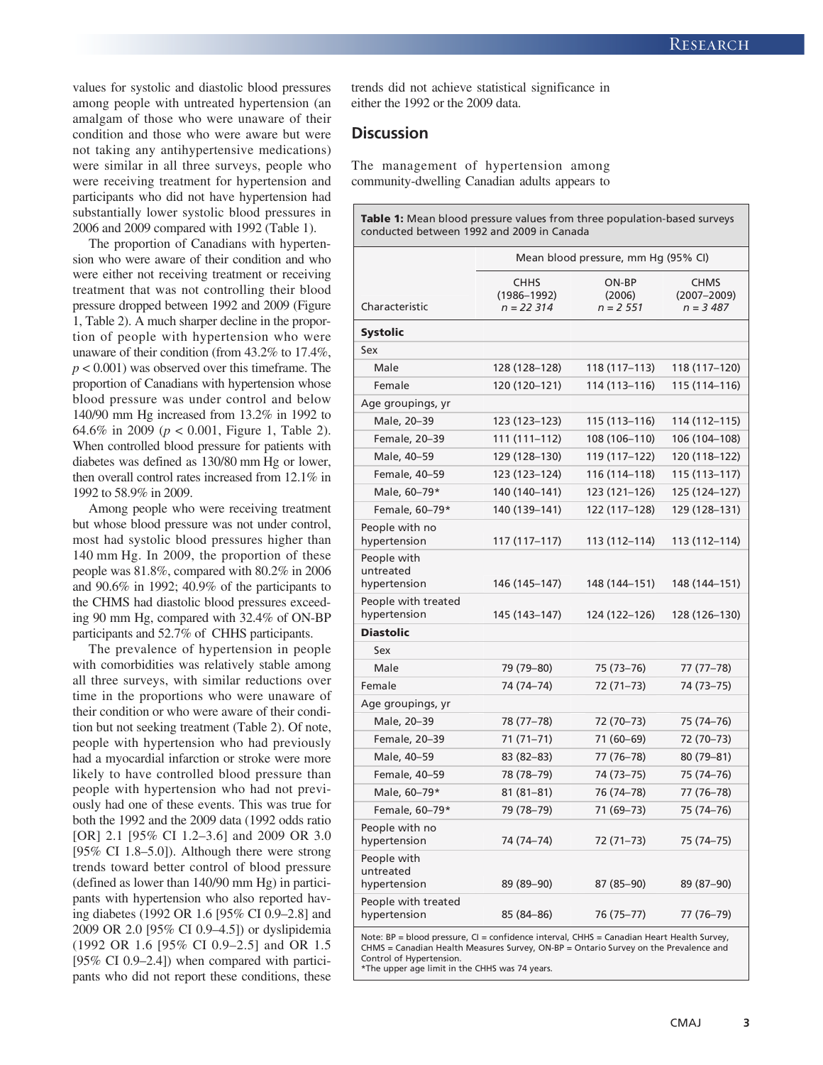values for systolic and diastolic blood pressures among people with untreated hypertension (an amalgam of those who were unaware of their condition and those who were aware but were not taking any antihypertensive medications) were similar in all three surveys, people who were receiving treatment for hypertension and participants who did not have hypertension had substantially lower systolic blood pressures in 2006 and 2009 compared with 1992 (Table 1).

The proportion of Canadians with hypertension who were aware of their condition and who were either not receiving treatment or receiving treatment that was not controlling their blood pressure dropped between 1992 and 2009 (Figure 1, Table 2). A much sharper decline in the proportion of people with hypertension who were unaware of their condition (from 43.2% to 17.4%, $p < 0.001$) was observed over this timeframe. The proportion of Canadians with hypertension whose blood pressure was under control and below 140/90 mm Hg increased from 13.2% in 1992 to 64.6% in 2009 ($p < 0.001$, Figure 1, Table 2). When controlled blood pressure for patients with diabetes was defined as 130/80 mm Hg or lower, then overall control rates increased from 12.1% in 1992 to 58.9% in 2009.

Among people who were receiving treatment but whose blood pressure was not under control, most had systolic blood pressures higher than 140 mm Hg. In 2009, the proportion of these people was 81.8%, compared with 80.2% in 2006 and 90.6% in 1992; 40.9% of the participants to the CHMS had diastolic blood pressures exceeding 90 mm Hg, compared with 32.4% of ON-BP participants and 52.7% of CHHS participants.

The prevalence of hypertension in people with comorbidities was relatively stable among all three surveys, with similar reductions over time in the proportions who were unaware of their condition or who were aware of their condition but not seeking treatment (Table 2). Of note, people with hypertension who had previously had a myocardial infarction or stroke were more likely to have controlled blood pressure than people with hypertension who had not previously had one of these events. This was true for both the 1992 and the 2009 data (1992 odds ratio [OR] 2.1 [95% CI 1.2–3.6] and 2009 OR 3.0 [95% CI 1.8–5.0]). Although there were strong trends toward better control of blood pressure (defined as lower than 140/90 mm Hg) in participants with hypertension who also reported having diabetes (1992 OR 1.6 [95% CI 0.9–2.8] and 2009 OR 2.0 [95% CI 0.9–4.5]) or dyslipidemia (1992 OR 1.6 [95% CI 0.9–2.5] and OR 1.5 [95% CI 0.9–2.4]) when compared with participants who did not report these conditions, these trends did not achieve statistical significance in either the 1992 or the 2009 data.

## Discussion

The management of hypertension among community-dwelling Canadian adults appears to

**Table 1:** Mean blood pressure values from three population-based surveys conducted between 1992 and 2009 in Canada

| Characteristic | Mean blood pressure, mm Hg (95% CI) | | |
|---|---|---|---|
| | CHHS (1986–1992) *n* = 22 314 | ON-BP (2006) *n* = 2 551 | CHMS (2007–2009) *n* = 3 487 |
| **Systolic** | | | |
| Sex | | | |
| Male | 128 (128–128) | 118 (117–113) | 118 (117–120) |
| Female | 120 (120–121) | 114 (113–116) | 115 (114–116) |
| Age groupings, yr | | | |
| Male, 20–39 | 123 (123–123) | 115 (113–116) | 114 (112–115) |
| Female, 20–39 | 111 (111–112) | 108 (106–110) | 106 (104–108) |
| Male, 40–59 | 129 (128–130) | 119 (117–122) | 120 (118–122) |
| Female, 40–59 | 123 (123–124) | 116 (114–118) | 115 (113–117) |
| Male, 60–79* | 140 (140–141) | 123 (121–126) | 125 (124–127) |
| Female, 60–79* | 140 (139–141) | 122 (117–128) | 129 (128–131) |
| People with no hypertension | 117 (117–117) | 113 (112–114) | 113 (112–114) |
| People with untreated hypertension | 146 (145–147) | 148 (144–151) | 148 (144–151) |
| People with treated hypertension | 145 (143–147) | 124 (122–126) | 128 (126–130) |
| **Diastolic** | | | |
| Sex | | | |
| Male | 79 (79–80) | 75 (73–76) | 77 (77–78) |
| Female | 74 (74–74) | 72 (71–73) | 74 (73–75) |
| Age groupings, yr | | | |
| Male, 20–39 | 78 (77–78) | 72 (70–73) | 75 (74–76) |
| Female, 20–39 | 71 (71–71) | 71 (60–69) | 72 (70–73) |
| Male, 40–59 | 83 (82–83) | 77 (76–78) | 80 (79–81) |
| Female, 40–59 | 78 (78–79) | 74 (73–75) | 75 (74–76) |
| Male, 60–79* | 81 (81–81) | 76 (74–78) | 77 (76–78) |
| Female, 60–79* | 79 (78–79) | 71 (69–73) | 75 (74–76) |
| People with no hypertension | 74 (74–74) | 72 (71–73) | 75 (74–75) |
| People with untreated hypertension | 89 (89–90) | 87 (85–90) | 89 (87–90) |
| People with treated hypertension | 85 (84–86) | 76 (75–77) | 77 (76–79) |

Note: BP = blood pressure, CI = confidence interval, CHHS = Canadian Heart Health Survey, CHMS = Canadian Health Measures Survey, ON-BP = Ontario Survey on the Prevalence and Control of Hypertension.
*The upper age limit in the CHHS was 74 years.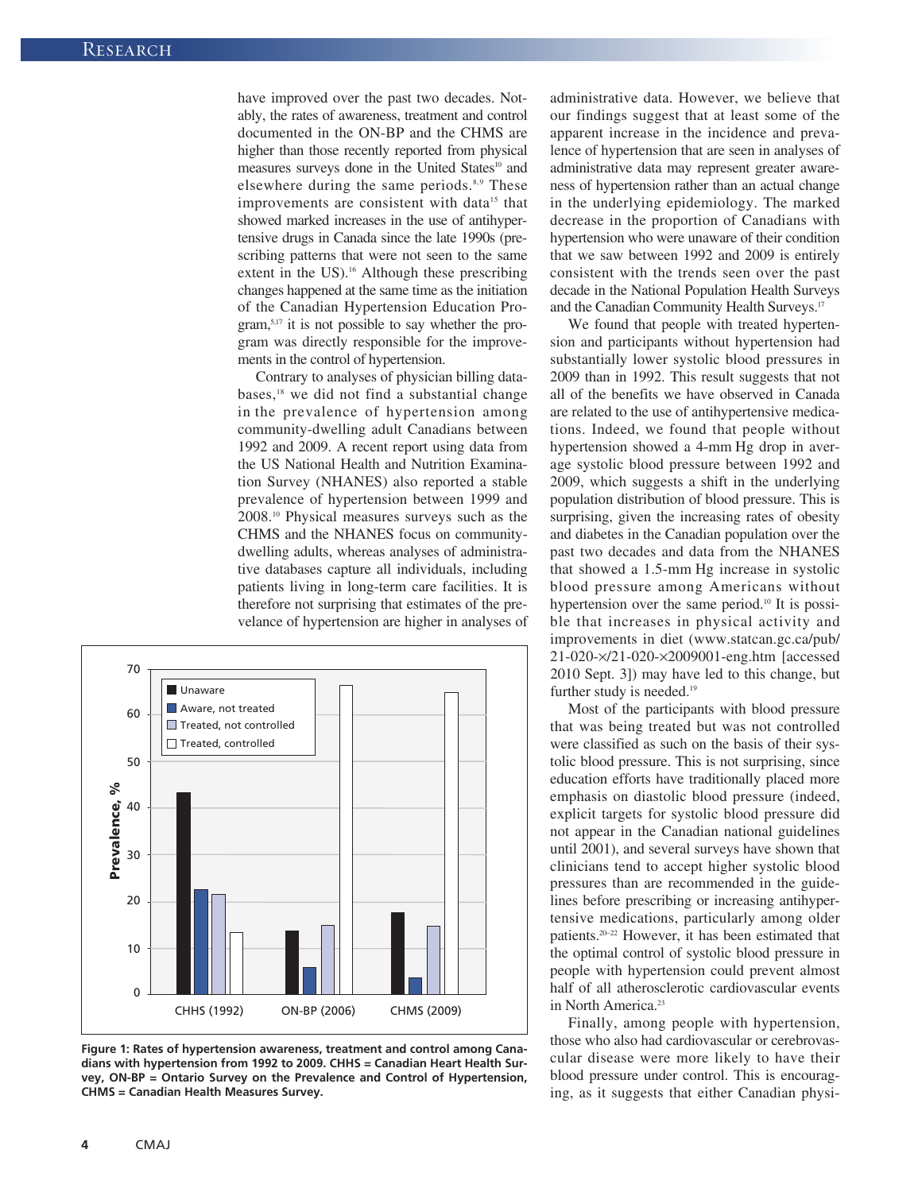have improved over the past two decades. Notably, the rates of awareness, treatment and control documented in the ON-BP and the CHMS are higher than those recently reported from physical measures surveys done in the United States[10] and elsewhere during the same periods.[8,9] These improvements are consistent with data[15] that showed marked increases in the use of antihypertensive drugs in Canada since the late 1990s (prescribing patterns that were not seen to the same extent in the US).[16] Although these prescribing changes happened at the same time as the initiation of the Canadian Hypertension Education Program,[5,17] it is not possible to say whether the program was directly responsible for the improvements in the control of hypertension.

Contrary to analyses of physician billing databases,[18] we did not find a substantial change in the prevalence of hypertension among community-dwelling adult Canadians between 1992 and 2009. A recent report using data from the US National Health and Nutrition Examination Survey (NHANES) also reported a stable prevalence of hypertension between 1999 and 2008.[10] Physical measures surveys such as the CHMS and the NHANES focus on community-dwelling adults, whereas analyses of administrative databases capture all individuals, including patients living in long-term care facilities. It is therefore not surprising that estimates of the prevelance of hypertension are higher in analyses of administrative data. However, we believe that our findings suggest that at least some of the apparent increase in the incidence and prevalence of hypertension that are seen in analyses of administrative data may represent greater awareness of hypertension rather than an actual change in the underlying epidemiology. The marked decrease in the proportion of Canadians with hypertension who were unaware of their condition that we saw between 1992 and 2009 is entirely consistent with the trends seen over the past decade in the National Population Health Surveys and the Canadian Community Health Surveys.[17]

We found that people with treated hypertension and participants without hypertension had substantially lower systolic blood pressures in 2009 than in 1992. This result suggests that not all of the benefits we have observed in Canada are related to the use of antihypertensive medications. Indeed, we found that people without hypertension showed a 4-mm Hg drop in average systolic blood pressure between 1992 and 2009, which suggests a shift in the underlying population distribution of blood pressure. This is surprising, given the increasing rates of obesity and diabetes in the Canadian population over the past two decades and data from the NHANES that showed a 1.5-mm Hg increase in systolic blood pressure among Americans without hypertension over the same period.[10] It is possible that increases in physical activity and improvements in diet (www.statcan.gc.ca/pub/21-020-x/21-020-x2009001-eng.htm [accessed 2010 Sept. 3]) may have led to this change, but further study is needed.[19]

Most of the participants with blood pressure that was being treated but was not controlled were classified as such on the basis of their systolic blood pressure. This is not surprising, since education efforts have traditionally placed more emphasis on diastolic blood pressure (indeed, explicit targets for systolic blood pressure did not appear in the Canadian national guidelines until 2001), and several surveys have shown that clinicians tend to accept higher systolic blood pressures than are recommended in the guidelines before prescribing or increasing antihypertensive medications, particularly among older patients.[20–22] However, it has been estimated that the optimal control of systolic blood pressure in people with hypertension could prevent almost half of all atherosclerotic cardiovascular events in North America.[23]

Finally, among people with hypertension, those who also had cardiovascular or cerebrovascular disease were more likely to have their blood pressure under control. This is encouraging, as it suggests that either Canadian physi-

**Figure 1: Rates of hypertension awareness, treatment and control among Canadians with hypertension from 1992 to 2009. CHHS = Canadian Heart Health Survey, ON-BP = Ontario Survey on the Prevalence and Control of Hypertension, CHMS = Canadian Health Measures Survey.**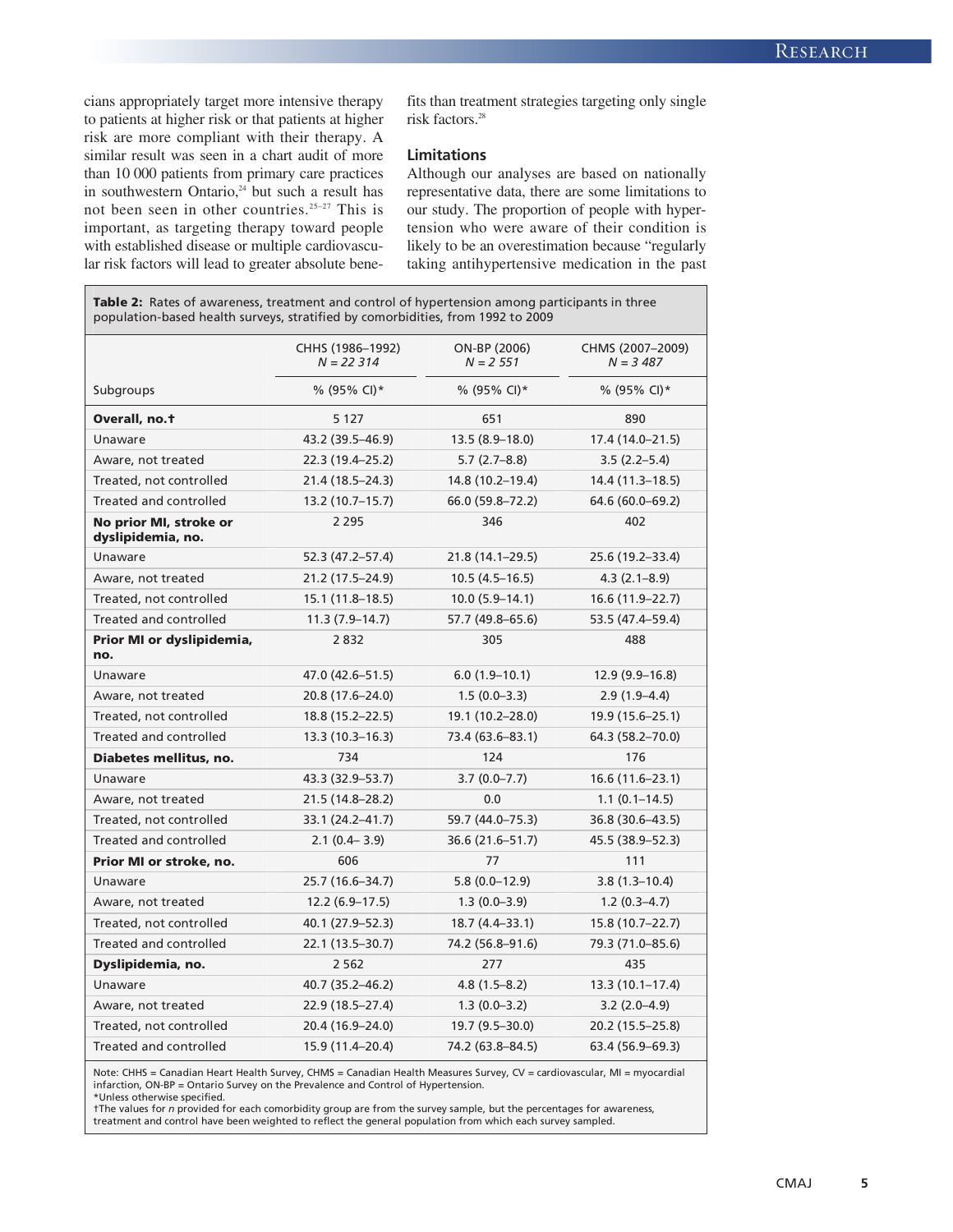cians appropriately target more intensive therapy to patients at higher risk or that patients at higher risk are more compliant with their therapy. A similar result was seen in a chart audit of more than 10 000 patients from primary care practices in southwestern Ontario,[24] but such a result has not been seen in other countries.[25–27] This is important, as targeting therapy toward people with established disease or multiple cardiovascular risk factors will lead to greater absolute benefits than treatment strategies targeting only single risk factors.[28]

### Limitations

Although our analyses are based on nationally representative data, there are some limitations to our study. The proportion of people with hypertension who were aware of their condition is likely to be an overestimation because "regularly taking antihypertensive medication in the past

**Table 2:** Rates of awareness, treatment and control of hypertension among participants in three population-based health surveys, stratified by comorbidities, from 1992 to 2009

| | CHHS (1986–1992) *N = 22 314* | ON-BP (2006) *N = 2 551* | CHMS (2007–2009) *N = 3 487* |
|---|---|---|---|
| Subgroups | % (95% CI)* | % (95% CI)* | % (95% CI)* |
| **Overall, no.†** | 5 127 | 651 | 890 |
| Unaware | 43.2 (39.5–46.9) | 13.5 (8.9–18.0) | 17.4 (14.0–21.5) |
| Aware, not treated | 22.3 (19.4–25.2) | 5.7 (2.7–8.8) | 3.5 (2.2–5.4) |
| Treated, not controlled | 21.4 (18.5–24.3) | 14.8 (10.2–19.4) | 14.4 (11.3–18.5) |
| Treated and controlled | 13.2 (10.7–15.7) | 66.0 (59.8–72.2) | 64.6 (60.0–69.2) |
| **No prior MI, stroke or dyslipidemia, no.** | 2 295 | 346 | 402 |
| Unaware | 52.3 (47.2–57.4) | 21.8 (14.1–29.5) | 25.6 (19.2–33.4) |
| Aware, not treated | 21.2 (17.5–24.9) | 10.5 (4.5–16.5) | 4.3 (2.1–8.9) |
| Treated, not controlled | 15.1 (11.8–18.5) | 10.0 (5.9–14.1) | 16.6 (11.9–22.7) |
| Treated and controlled | 11.3 (7.9–14.7) | 57.7 (49.8–65.6) | 53.5 (47.4–59.4) |
| **Prior MI or dyslipidemia, no.** | 2 832 | 305 | 488 |
| Unaware | 47.0 (42.6–51.5) | 6.0 (1.9–10.1) | 12.9 (9.9–16.8) |
| Aware, not treated | 20.8 (17.6–24.0) | 1.5 (0.0–3.3) | 2.9 (1.9–4.4) |
| Treated, not controlled | 18.8 (15.2–22.5) | 19.1 (10.2–28.0) | 19.9 (15.6–25.1) |
| Treated and controlled | 13.3 (10.3–16.3) | 73.4 (63.6–83.1) | 64.3 (58.2–70.0) |
| **Diabetes mellitus, no.** | 734 | 124 | 176 |
| Unaware | 43.3 (32.9–53.7) | 3.7 (0.0–7.7) | 16.6 (11.6–23.1) |
| Aware, not treated | 21.5 (14.8–28.2) | 0.0 | 1.1 (0.1–14.5) |
| Treated, not controlled | 33.1 (24.2–41.7) | 59.7 (44.0–75.3) | 36.8 (30.6–43.5) |
| Treated and controlled | 2.1 (0.4– 3.9) | 36.6 (21.6–51.7) | 45.5 (38.9–52.3) |
| **Prior MI or stroke, no.** | 606 | 77 | 111 |
| Unaware | 25.7 (16.6–34.7) | 5.8 (0.0–12.9) | 3.8 (1.3–10.4) |
| Aware, not treated | 12.2 (6.9–17.5) | 1.3 (0.0–3.9) | 1.2 (0.3–4.7) |
| Treated, not controlled | 40.1 (27.9–52.3) | 18.7 (4.4–33.1) | 15.8 (10.7–22.7) |
| Treated and controlled | 22.1 (13.5–30.7) | 74.2 (56.8–91.6) | 79.3 (71.0–85.6) |
| **Dyslipidemia, no.** | 2 562 | 277 | 435 |
| Unaware | 40.7 (35.2–46.2) | 4.8 (1.5–8.2) | 13.3 (10.1–17.4) |
| Aware, not treated | 22.9 (18.5–27.4) | 1.3 (0.0–3.2) | 3.2 (2.0–4.9) |
| Treated, not controlled | 20.4 (16.9–24.0) | 19.7 (9.5–30.0) | 20.2 (15.5–25.8) |
| Treated and controlled | 15.9 (11.4–20.4) | 74.2 (63.8–84.5) | 63.4 (56.9–69.3) |

Note: CHHS = Canadian Heart Health Survey, CHMS = Canadian Health Measures Survey, CV = cardiovascular, MI = myocardial infarction, ON-BP = Ontario Survey on the Prevalence and Control of Hypertension.
*Unless otherwise specified.
†The values for *n* provided for each comorbidity group are from the survey sample, but the percentages for awareness, treatment and control have been weighted to reflect the general population from which each survey sampled.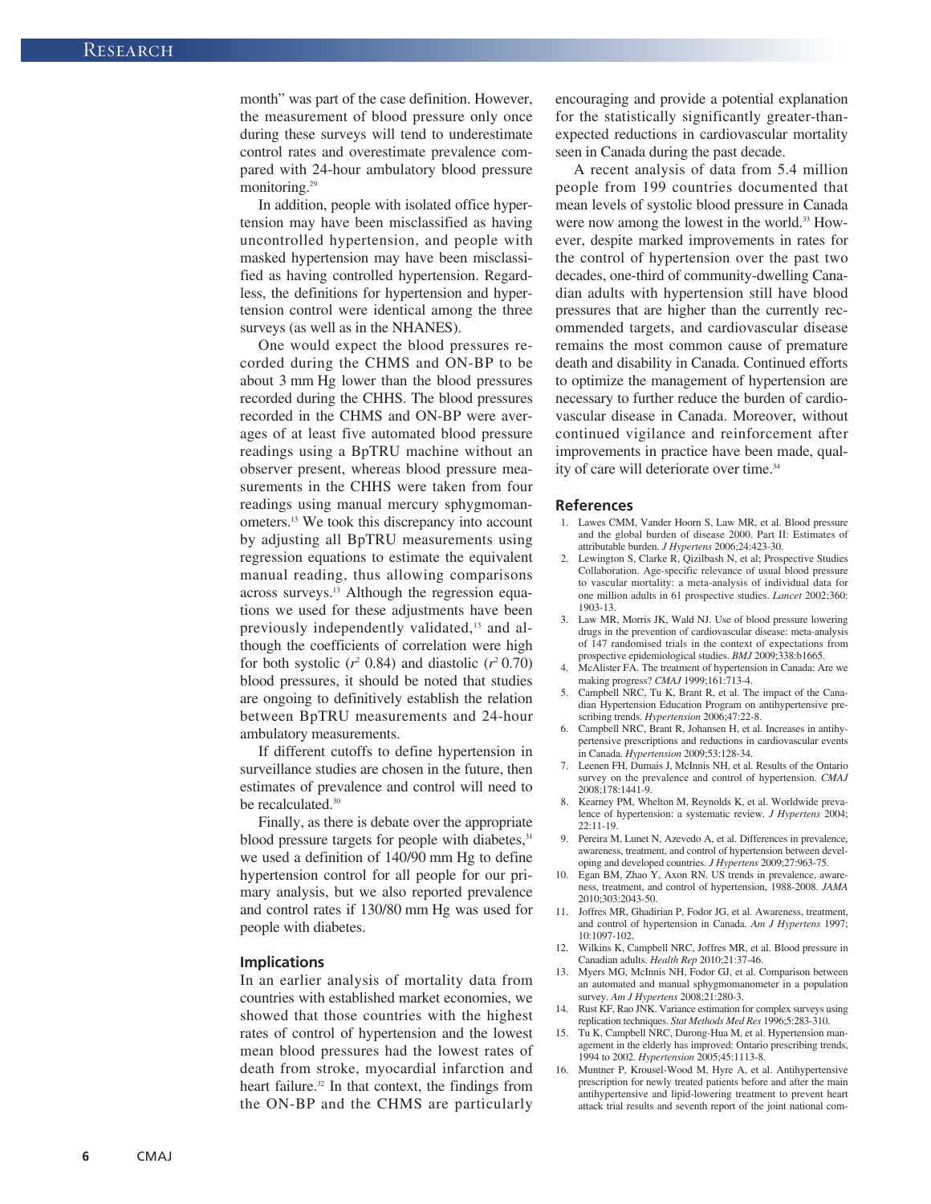month" was part of the case definition. However, the measurement of blood pressure only once during these surveys will tend to underestimate control rates and overestimate prevalence compared with 24-hour ambulatory blood pressure monitoring.[29]

In addition, people with isolated office hypertension may have been misclassified as having uncontrolled hypertension, and people with masked hypertension may have been misclassified as having controlled hypertension. Regardless, the definitions for hypertension and hypertension control were identical among the three surveys (as well as in the NHANES).

One would expect the blood pressures recorded during the CHMS and ON-BP to be about 3 mm Hg lower than the blood pressures recorded during the CHHS. The blood pressures recorded in the CHMS and ON-BP were averages of at least five automated blood pressure readings using a BpTRU machine without an observer present, whereas blood pressure measurements in the CHHS were taken from four readings using manual mercury sphygmomanometers.[13] We took this discrepancy into account by adjusting all BpTRU measurements using regression equations to estimate the equivalent manual reading, thus allowing comparisons across surveys.[13] Although the regression equations we used for these adjustments have been previously independently validated,[13] and although the coefficients of correlation were high for both systolic ($r^2$ 0.84) and diastolic ($r^2$ 0.70) blood pressures, it should be noted that studies are ongoing to definitively establish the relation between BpTRU measurements and 24-hour ambulatory measurements.

If different cutoffs to define hypertension in surveillance studies are chosen in the future, then estimates of prevalence and control will need to be recalculated.[30]

Finally, as there is debate over the appropriate blood pressure targets for people with diabetes,[31] we used a definition of 140/90 mm Hg to define hypertension control for all people for our primary analysis, but we also reported prevalence and control rates if 130/80 mm Hg was used for people with diabetes.

### Implications

In an earlier analysis of mortality data from countries with established market economies, we showed that those countries with the highest rates of control of hypertension and the lowest mean blood pressures had the lowest rates of death from stroke, myocardial infarction and heart failure.[32] In that context, the findings from the ON-BP and the CHMS are particularly encouraging and provide a potential explanation for the statistically significantly greater-than-expected reductions in cardiovascular mortality seen in Canada during the past decade.

A recent analysis of data from 5.4 million people from 199 countries documented that mean levels of systolic blood pressure in Canada were now among the lowest in the world.[33] However, despite marked improvements in rates for the control of hypertension over the past two decades, one-third of community-dwelling Canadian adults with hypertension still have blood pressures that are higher than the currently recommended targets, and cardiovascular disease remains the most common cause of premature death and disability in Canada. Continued efforts to optimize the management of hypertension are necessary to further reduce the burden of cardiovascular disease in Canada. Moreover, without continued vigilance and reinforcement after improvements in practice have been made, quality of care will deteriorate over time.[34]

### References

1. Lawes CMM, Vander Hoorn S, Law MR, et al. Blood pressure and the global burden of disease 2000. Part II: Estimates of attributable burden. *J Hypertens* 2006;24:423-30.
2. Lewington S, Clarke R, Qizilbash N, et al; Prospective Studies Collaboration. Age-specific relevance of usual blood pressure to vascular mortality: a meta-analysis of individual data for one million adults in 61 prospective studies. *Lancet* 2002;360:1903-13.
3. Law MR, Morris JK, Wald NJ. Use of blood pressure lowering drugs in the prevention of cardiovascular disease: meta-analysis of 147 randomised trials in the context of expectations from prospective epidemiological studies. *BMJ* 2009;338:b1665.
4. McAlister FA. The treatment of hypertension in Canada: Are we making progress? *CMAJ* 1999;161:713-4.
5. Campbell NRC, Tu K, Brant R, et al. The impact of the Canadian Hypertension Education Program on antihypertensive prescribing trends. *Hypertension* 2006;47:22-8.
6. Campbell NRC, Brant R, Johansen H, et al. Increases in antihypertensive prescriptions and reductions in cardiovascular events in Canada. *Hypertension* 2009;53:128-34.
7. Leenen FH, Dumais J, McInnis NH, et al. Results of the Ontario survey on the prevalence and control of hypertension. *CMAJ* 2008;178:1441-9.
8. Kearney PM, Whelton M, Reynolds K, et al. Worldwide prevalence of hypertension: a systematic review. *J Hypertens* 2004;22:11-19.
9. Pereira M, Lunet N, Azevedo A, et al. Differences in prevalence, awareness, treatment, and control of hypertension between developing and developed countries. *J Hypertens* 2009;27:963-75.
10. Egan BM, Zhao Y, Axon RN. US trends in prevalence, awareness, treatment, and control of hypertension, 1988-2008. *JAMA* 2010;303:2043-50.
11. Joffres MR, Ghadirian P, Fodor JG, et al. Awareness, treatment, and control of hypertension in Canada. *Am J Hypertens* 1997;10:1097-102.
12. Wilkins K, Campbell NRC, Joffres MR, et al. Blood pressure in Canadian adults. *Health Rep* 2010;21:37-46.
13. Myers MG, McInnis NH, Fodor GJ, et al. Comparison between an automated and manual sphygmomanometer in a population survey. *Am J Hypertens* 2008;21:280-3.
14. Rust KF, Rao JNK. Variance estimation for complex surveys using replication techniques. *Stat Methods Med Res* 1996;5:283-310.
15. Tu K, Campbell NRC, Durong-Hua M, et al. Hypertension management in the elderly has improved: Ontario prescribing trends, 1994 to 2002. *Hypertension* 2005;45:1113-8.
16. Muntner P, Krousel-Wood M, Hyre A, et al. Antihypertensive prescription for newly treated patients before and after the main antihypertensive and lipid-lowering treatment to prevent heart attack trial results and seventh report of the joint national com-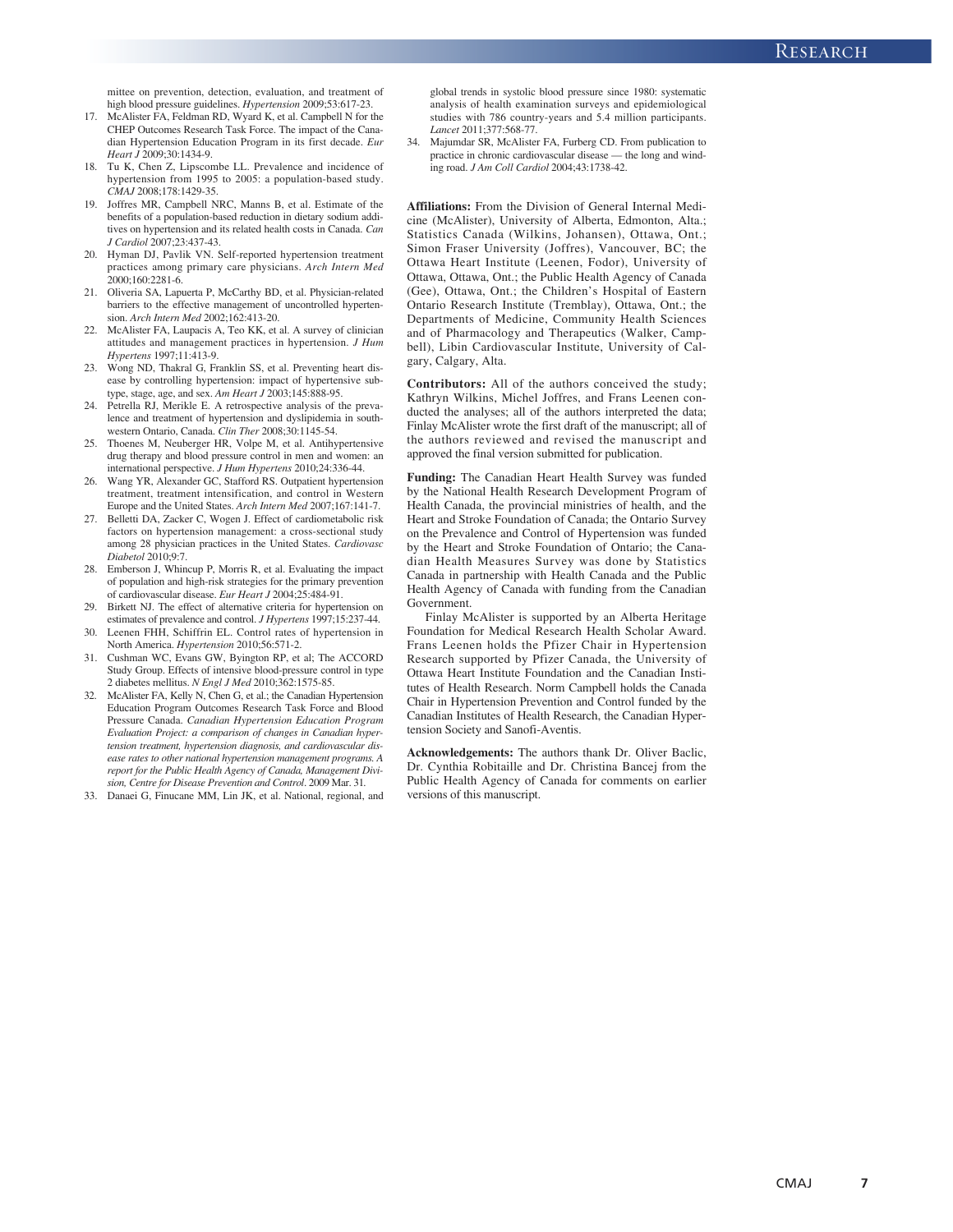mittee on prevention, detection, evaluation, and treatment of high blood pressure guidelines. *Hypertension* 2009;53:617-23.

17. McAlister FA, Feldman RD, Wyard K, et al. Campbell N for the CHEP Outcomes Research Task Force. The impact of the Canadian Hypertension Education Program in its first decade. *Eur Heart J* 2009;30:1434-9.
18. Tu K, Chen Z, Lipscombe LL. Prevalence and incidence of hypertension from 1995 to 2005: a population-based study. *CMAJ* 2008;178:1429-35.
19. Joffres MR, Campbell NRC, Manns B, et al. Estimate of the benefits of a population-based reduction in dietary sodium additives on hypertension and its related health costs in Canada. *Can J Cardiol* 2007;23:437-43.
20. Hyman DJ, Pavlik VN. Self-reported hypertension treatment practices among primary care physicians. *Arch Intern Med* 2000;160:2281-6.
21. Oliveria SA, Lapuerta P, McCarthy BD, et al. Physician-related barriers to the effective management of uncontrolled hypertension. *Arch Intern Med* 2002;162:413-20.
22. McAlister FA, Laupacis A, Teo KK, et al. A survey of clinician attitudes and management practices in hypertension. *J Hum Hypertens* 1997;11:413-9.
23. Wong ND, Thakral G, Franklin SS, et al. Preventing heart disease by controlling hypertension: impact of hypertensive subtype, stage, age, and sex. *Am Heart J* 2003;145:888-95.
24. Petrella RJ, Merikle E. A retrospective analysis of the prevalence and treatment of hypertension and dyslipidemia in southwestern Ontario, Canada. *Clin Ther* 2008;30:1145-54.
25. Thoenes M, Neuberger HR, Volpe M, et al. Antihypertensive drug therapy and blood pressure control in men and women: an international perspective. *J Hum Hypertens* 2010;24:336-44.
26. Wang YR, Alexander GC, Stafford RS. Outpatient hypertension treatment, treatment intensification, and control in Western Europe and the United States. *Arch Intern Med* 2007;167:141-7.
27. Belletti DA, Zacker C, Wogen J. Effect of cardiometabolic risk factors on hypertension management: a cross-sectional study among 28 physician practices in the United States. *Cardiovasc Diabetol* 2010;9:7.
28. Emberson J, Whincup P, Morris R, et al. Evaluating the impact of population and high-risk strategies for the primary prevention of cardiovascular disease. *Eur Heart J* 2004;25:484-91.
29. Birkett NJ. The effect of alternative criteria for hypertension on estimates of prevalence and control. *J Hypertens* 1997;15:237-44.
30. Leenen FHH, Schiffrin EL. Control rates of hypertension in North America. *Hypertension* 2010;56:571-2.
31. Cushman WC, Evans GW, Byington RP, et al; The ACCORD Study Group. Effects of intensive blood-pressure control in type 2 diabetes mellitus. *N Engl J Med* 2010;362:1575-85.
32. McAlister FA, Kelly N, Chen G, et al.; the Canadian Hypertension Education Program Outcomes Research Task Force and Blood Pressure Canada. *Canadian Hypertension Education Program Evaluation Project: a comparison of changes in Canadian hypertension treatment, hypertension diagnosis, and cardiovascular disease rates to other national hypertension management programs. A report for the Public Health Agency of Canada, Management Division, Centre for Disease Prevention and Control*. 2009 Mar. 31.
33. Danaei G, Finucane MM, Lin JK, et al. National, regional, and global trends in systolic blood pressure since 1980: systematic analysis of health examination surveys and epidemiological studies with 786 country-years and 5.4 million participants. *Lancet* 2011;377:568-77.
34. Majumdar SR, McAlister FA, Furberg CD. From publication to practice in chronic cardiovascular disease — the long and winding road. *J Am Coll Cardiol* 2004;43:1738-42.

**Affiliations:** From the Division of General Internal Medicine (McAlister), University of Alberta, Edmonton, Alta.; Statistics Canada (Wilkins, Johansen), Ottawa, Ont.; Simon Fraser University (Joffres), Vancouver, BC; the Ottawa Heart Institute (Leenen, Fodor), University of Ottawa, Ottawa, Ont.; the Public Health Agency of Canada (Gee), Ottawa, Ont.; the Children's Hospital of Eastern Ontario Research Institute (Tremblay), Ottawa, Ont.; the Departments of Medicine, Community Health Sciences and of Pharmacology and Therapeutics (Walker, Campbell), Libin Cardiovascular Institute, University of Calgary, Calgary, Alta.

**Contributors:** All of the authors conceived the study; Kathryn Wilkins, Michel Joffres, and Frans Leenen conducted the analyses; all of the authors interpreted the data; Finlay McAlister wrote the first draft of the manuscript; all of the authors reviewed and revised the manuscript and approved the final version submitted for publication.

**Funding:** The Canadian Heart Health Survey was funded by the National Health Research Development Program of Health Canada, the provincial ministries of health, and the Heart and Stroke Foundation of Canada; the Ontario Survey on the Prevalence and Control of Hypertension was funded by the Heart and Stroke Foundation of Ontario; the Canadian Health Measures Survey was done by Statistics Canada in partnership with Health Canada and the Public Health Agency of Canada with funding from the Canadian Government.

Finlay McAlister is supported by an Alberta Heritage Foundation for Medical Research Health Scholar Award. Frans Leenen holds the Pfizer Chair in Hypertension Research supported by Pfizer Canada, the University of Ottawa Heart Institute Foundation and the Canadian Institutes of Health Research. Norm Campbell holds the Canada Chair in Hypertension Prevention and Control funded by the Canadian Institutes of Health Research, the Canadian Hypertension Society and Sanofi-Aventis.

**Acknowledgements:** The authors thank Dr. Oliver Baclic, Dr. Cynthia Robitaille and Dr. Christina Bancej from the Public Health Agency of Canada for comments on earlier versions of this manuscript.